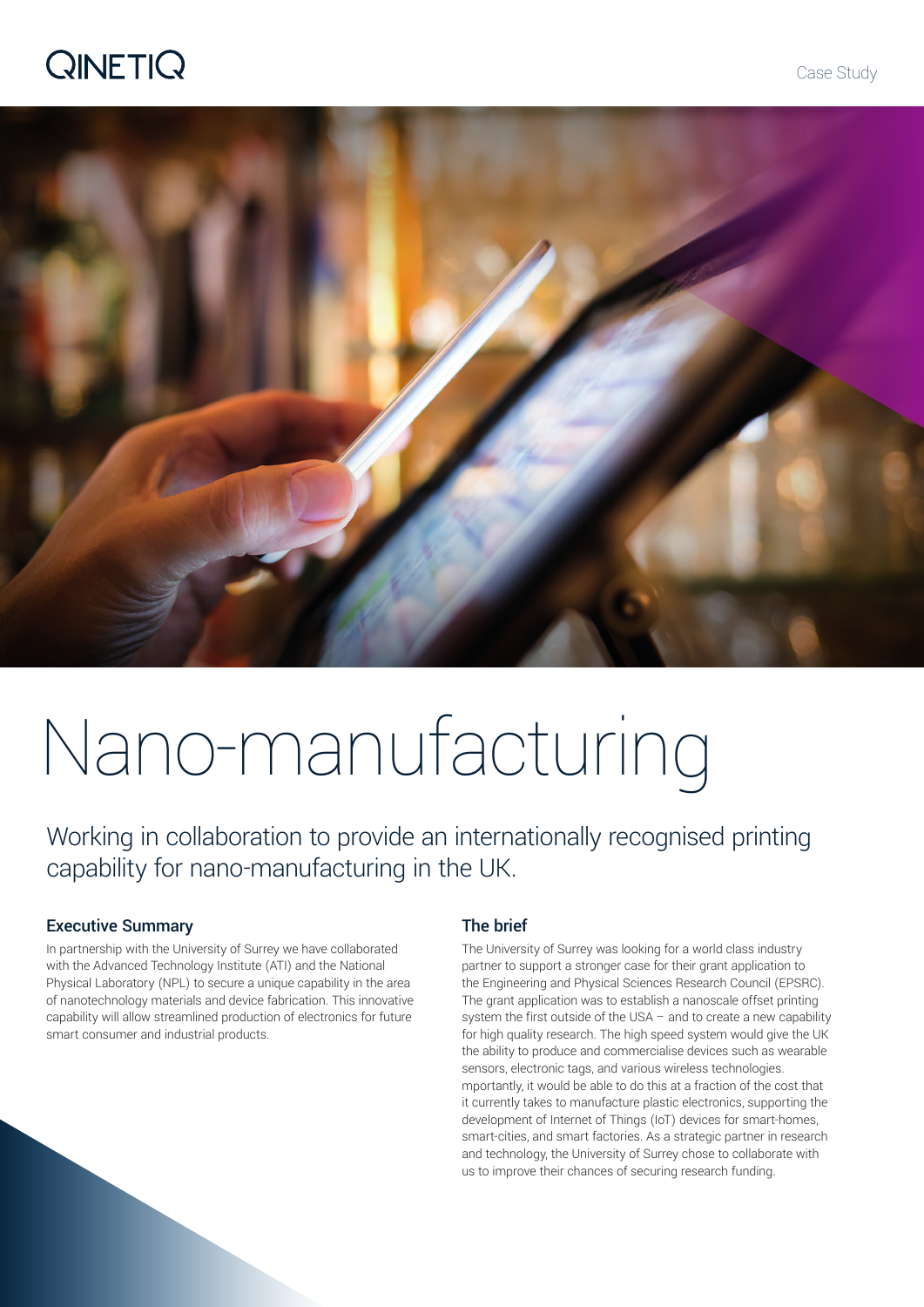# Nano-manufacturing

Working in collaboration to provide an internationally recognised printing capability for nano-manufacturing in the UK.

## Executive Summary

In partnership with the University of Surrey we have collaborated with the Advanced Technology Institute (ATI) and the National Physical Laboratory (NPL) to secure a unique capability in the area of nanotechnology materials and device fabrication. This innovative capability will allow streamlined production of electronics for future smart consumer and industrial products.

## The brief

The University of Surrey was looking for a world class industry partner to support a stronger case for their grant application to the Engineering and Physical Sciences Research Council (EPSRC). The grant application was to establish a nanoscale offset printing system the first outside of the USA – and to create a new capability for high quality research. The high speed system would give the UK the ability to produce and commercialise devices such as wearable sensors, electronic tags, and various wireless technologies. mportantly, it would be able to do this at a fraction of the cost that it currently takes to manufacture plastic electronics, supporting the development of Internet of Things (IoT) devices for smart-homes, smart-cities, and smart factories. As a strategic partner in research and technology, the University of Surrey chose to collaborate with us to improve their chances of securing research funding.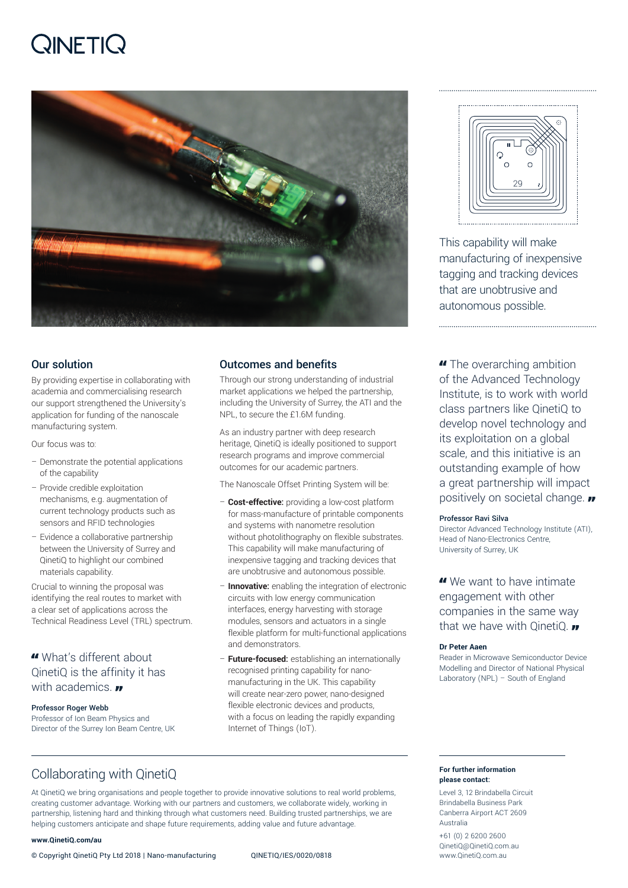QINETIQ

This capability will make manufacturing of inexpensive tagging and tracking devices that are unobtrusive and autonomous possible.

## Our solution

By providing expertise in collaborating with academia and commercialising research our support strengthened the University's application for funding of the nanoscale manufacturing system.

Our focus was to:

- Demonstrate the potential applications of the capability
- Provide credible exploitation mechanisms, e.g. augmentation of current technology products such as sensors and RFID technologies
- Evidence a collaborative partnership between the University of Surrey and QinetiQ to highlight our combined materials capability.

Crucial to winning the proposal was identifying the real routes to market with a clear set of applications across the Technical Readiness Level (TRL) spectrum.

> " What's different about QinetiQ is the affinity it has with academics. "

**Professor Roger Webb**
Professor of Ion Beam Physics and Director of the Surrey Ion Beam Centre, UK

## Outcomes and benefits

Through our strong understanding of industrial market applications we helped the partnership, including the University of Surrey, the ATI and the NPL, to secure the £1.6M funding.

As an industry partner with deep research heritage, QinetiQ is ideally positioned to support research programs and improve commercial outcomes for our academic partners.

The Nanoscale Offset Printing System will be:

- **Cost-effective:** providing a low-cost platform for mass-manufacture of printable components and systems with nanometre resolution without photolithography on flexible substrates. This capability will make manufacturing of inexpensive tagging and tracking devices that are unobtrusive and autonomous possible.
- **Innovative:** enabling the integration of electronic circuits with low energy communication interfaces, energy harvesting with storage modules, sensors and actuators in a single flexible platform for multi-functional applications and demonstrators.
- **Future-focused:** establishing an internationally recognised printing capability for nano-manufacturing in the UK. This capability will create near-zero power, nano-designed flexible electronic devices and products, with a focus on leading the rapidly expanding Internet of Things (IoT).

> " The overarching ambition of the Advanced Technology Institute, is to work with world class partners like QinetiQ to develop novel technology and its exploitation on a global scale, and this initiative is an outstanding example of how a great partnership will impact positively on societal change. "

**Professor Ravi Silva**
Director Advanced Technology Institute (ATI), Head of Nano-Electronics Centre, University of Surrey, UK

> " We want to have intimate engagement with other companies in the same way that we have with QinetiQ. "

**Dr Peter Aaen**
Reader in Microwave Semiconductor Device Modelling and Director of National Physical Laboratory (NPL) – South of England

## Collaborating with QinetiQ

At QinetiQ we bring organisations and people together to provide innovative solutions to real world problems, creating customer advantage. Working with our partners and customers, we collaborate widely, working in partnership, listening hard and thinking through what customers need. Building trusted partnerships, we are helping customers anticipate and shape future requirements, adding value and future advantage.

**www.QinetiQ.com/au**

© Copyright QinetiQ Pty Ltd 2018 | Nano-manufacturing QINETIQ/IES/0020/0818

**For further information please contact:**

Level 3, 12 Brindabella Circuit
Brindabella Business Park
Canberra Airport ACT 2609
Australia

+61 (0) 2 6200 2600
QinetiQ@QinetiQ.com.au
www.QinetiQ.com.au